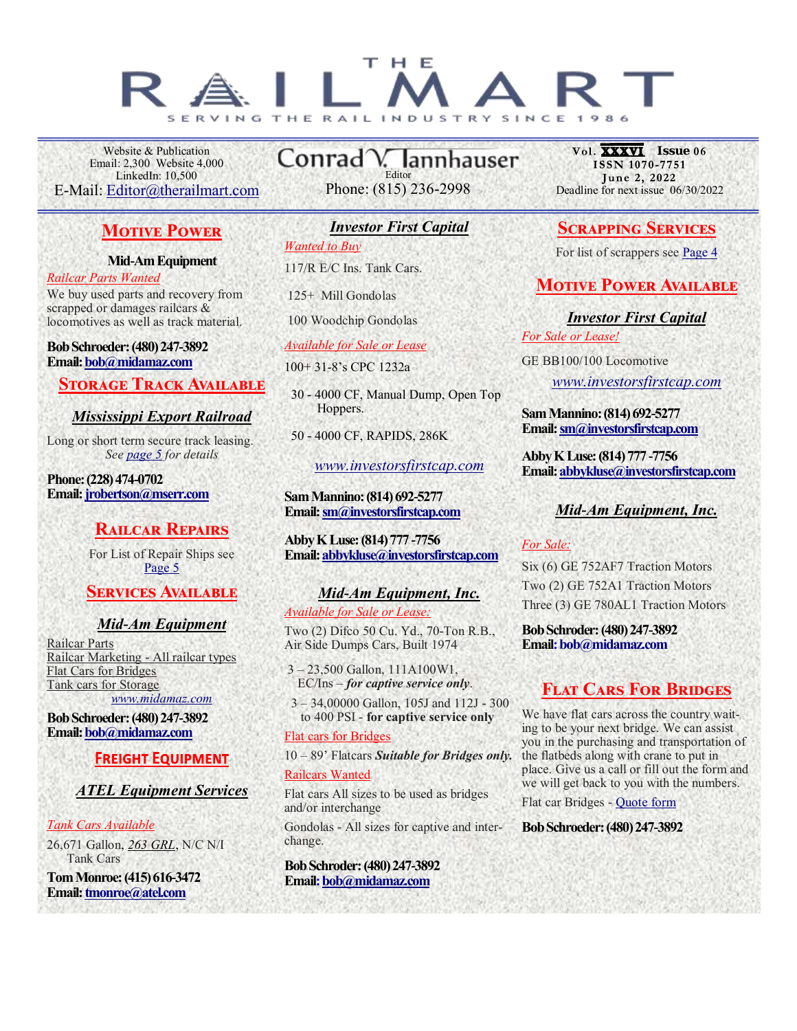# THE RAIL MART

SERVING THE RAIL INDUSTRY SINCE 1986

Website & Publication
Email: 2,300 Website 4,000
LinkedIn: 10,500
E-Mail: Editor@therailmart.com

Conrad V. Iannhauser
Editor
Phone: (815) 236-2998

Vol. XXXVI Issue 06
ISSN 1070-7751
June 2, 2022
Deadline for next issue 06/30/2022

## MOTIVE POWER

**Mid-Am Equipment**

*Railcar Parts Wanted*

We buy used parts and recovery from scrapped or damages railcars & locomotives as well as track material.

**Bob Schroeder: (480) 247-3892**
**Email: bob@midamaz.com**

## STORAGE TRACK AVAILABLE

### *Mississippi Export Railroad*

Long or short term secure track leasing.
*See page 5 for details*

**Phone: (228) 474-0702**
**Email: jrobertson@mserr.com**

## RAILCAR REPAIRS

For List of Repair Ships see Page 5

## SERVICES AVAILABLE

### *Mid-Am Equipment*

Railcar Parts
Railcar Marketing - All railcar types
Flat Cars for Bridges
Tank cars for Storage
*www.midamaz.com*

**Bob Schroeder: (480) 247-3892**
**Email: bob@midamaz.com**

## FREIGHT EQUIPMENT

### *ATEL Equipment Services*

*Tank Cars Available*

26,671 Gallon, *263 GRL*, N/C N/I Tank Cars

**Tom Monroe: (415) 616-3472**
**Email: tmonroe@atel.com**

### *Investor First Capital*

*Wanted to Buy*

117/R E/C Ins. Tank Cars.

125+ Mill Gondolas

100 Woodchip Gondolas

*Available for Sale or Lease*

100+ 31-8's CPC 1232a

30 - 4000 CF, Manual Dump, Open Top Hoppers.

50 - 4000 CF, RAPIDS, 286K

*www.investorsfirstcap.com*

**Sam Mannino: (814) 692-5277**
**Email: sm@investorsfirstcap.com**

**Abby K Luse: (814) 777 -7756**
**Email: abbykluse@investorsfirstcap.com**

### *Mid-Am Equipment, Inc.*

*Available for Sale or Lease:*

Two (2) Difco 50 Cu. Yd., 70-Ton R.B., Air Side Dumps Cars, Built 1974

3 – 23,500 Gallon, 111A100W1, EC/Ins – ***for captive service only***.

3 – 34,00000 Gallon, 105J and 112J - 300 to 400 PSI - **for captive service only**

*Flat cars for Bridges*

10 – 89' Flatcars ***Suitable for Bridges only.***

*Railcars Wanted*

Flat cars All sizes to be used as bridges and/or interchange

Gondolas - All sizes for captive and interchange.

**Bob Schroder: (480) 247-3892**
**Email: bob@midamaz.com**

## SCRAPPING SERVICES

For list of scrappers see Page 4

## MOTIVE POWER AVAILABLE

### *Investor First Capital*

*For Sale or Lease!*

GE BB100/100 Locomotive

*www.investorsfirstcap.com*

**Sam Mannino: (814) 692-5277**
**Email: sm@investorsfirstcap.com**

**Abby K Luse: (814) 777 -7756**
**Email: abbykluse@investorsfirstcap.com**

### *Mid-Am Equipment, Inc.*

*For Sale:*

Six (6) GE 752AF7 Traction Motors
Two (2) GE 752A1 Traction Motors
Three (3) GE 780AL1 Traction Motors

**Bob Schroder: (480) 247-3892**
**Email: bob@midamaz.com**

## FLAT CARS FOR BRIDGES

We have flat cars across the country waiting to be your next bridge. We can assist you in the purchasing and transportation of the flatbeds along with crane to put in place. Give us a call or fill out the form and we will get back to you with the numbers.

Flat car Bridges - Quote form

**Bob Schroeder: (480) 247-3892**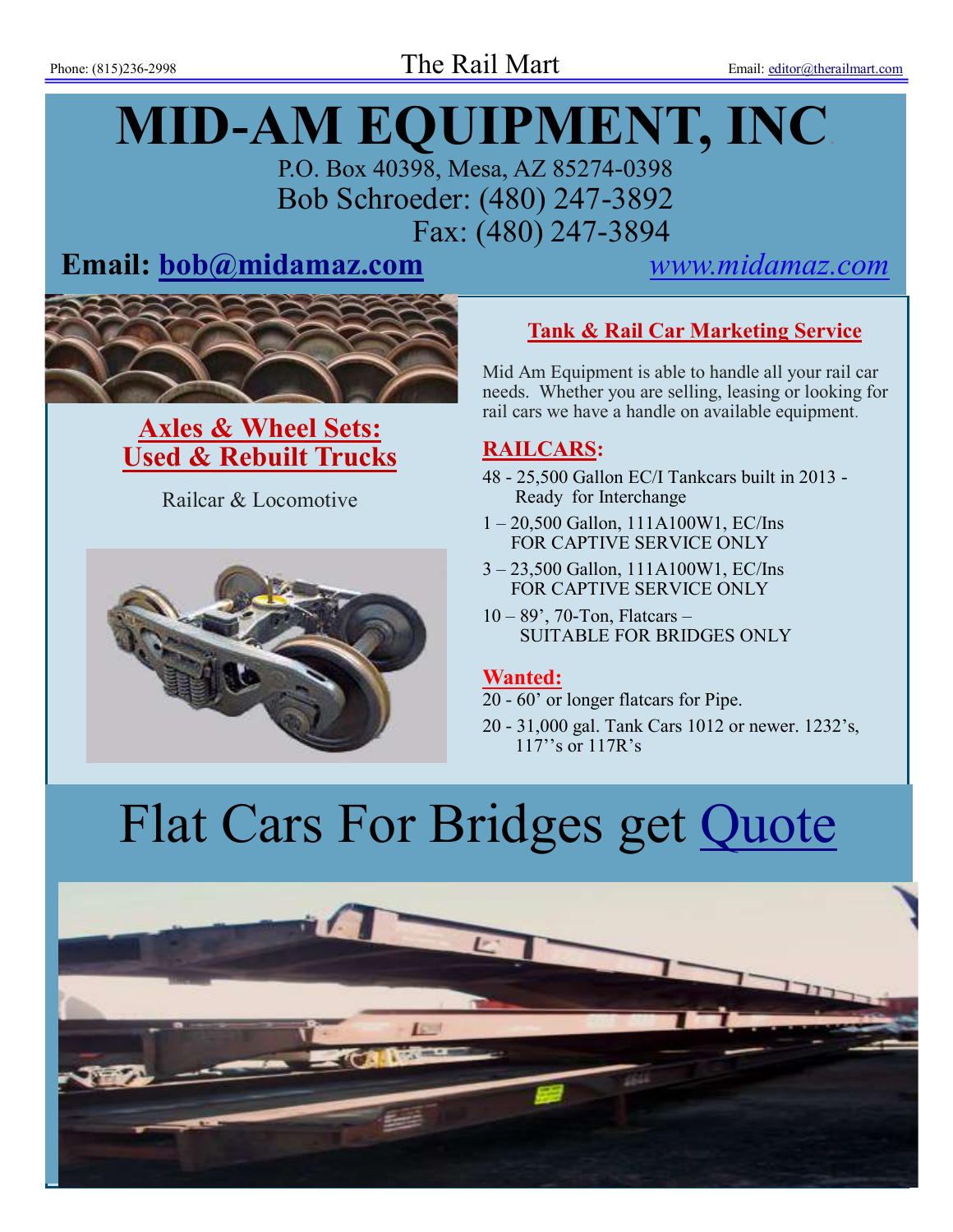# MID-AM EQUIPMENT, INC

P.O. Box 40398, Mesa, AZ 85274-0398

Bob Schroeder: (480) 247-3892

Fax: (480) 247-3894

**Email: bob@midamaz.com** *www.midamaz.com*

## Axles & Wheel Sets: Used & Rebuilt Trucks

Railcar & Locomotive

## Tank & Rail Car Marketing Service

Mid Am Equipment is able to handle all your rail car needs. Whether you are selling, leasing or looking for rail cars we have a handle on available equipment.

### RAILCARS:

48 - 25,500 Gallon EC/I Tankcars built in 2013 - Ready for Interchange

1 – 20,500 Gallon, 111A100W1, EC/Ins FOR CAPTIVE SERVICE ONLY

3 – 23,500 Gallon, 111A100W1, EC/Ins FOR CAPTIVE SERVICE ONLY

10 – 89', 70-Ton, Flatcars – SUITABLE FOR BRIDGES ONLY

### Wanted:

20 - 60' or longer flatcars for Pipe.

20 - 31,000 gal. Tank Cars 1012 or newer. 1232's, 117''s or 117R's

# Flat Cars For Bridges get Quote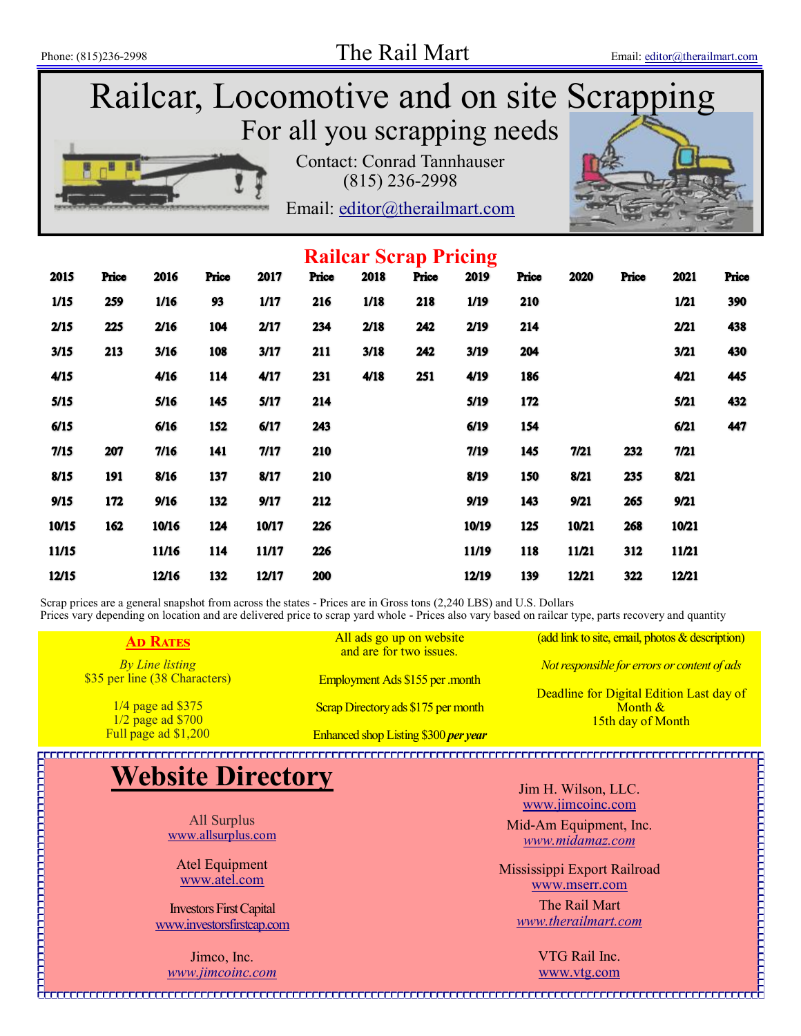# Railcar, Locomotive and on site Scrapping

## For all you scrapping needs

Contact: Conrad Tannhauser
(815) 236-2998

Email: editor@therailmart.com

## Railcar Scrap Pricing

| 2015 | Price | 2016 | Price | 2017 | Price | 2018 | Price | 2019 | Price | 2020 | Price | 2021 | Price |
|---|---|---|---|---|---|---|---|---|---|---|---|---|---|
| 1/15 | 259 | 1/16 | 93 | 1/17 | 216 | 1/18 | 218 | 1/19 | 210 | | | 1/21 | 390 |
| 2/15 | 225 | 2/16 | 104 | 2/17 | 234 | 2/18 | 242 | 2/19 | 214 | | | 2/21 | 438 |
| 3/15 | 213 | 3/16 | 108 | 3/17 | 211 | 3/18 | 242 | 3/19 | 204 | | | 3/21 | 430 |
| 4/15 | | 4/16 | 114 | 4/17 | 231 | 4/18 | 251 | 4/19 | 186 | | | 4/21 | 445 |
| 5/15 | | 5/16 | 145 | 5/17 | 214 | | | 5/19 | 172 | | | 5/21 | 432 |
| 6/15 | | 6/16 | 152 | 6/17 | 243 | | | 6/19 | 154 | | | 6/21 | 447 |
| 7/15 | 207 | 7/16 | 141 | 7/17 | 210 | | | 7/19 | 145 | 7/21 | 232 | 7/21 | |
| 8/15 | 191 | 8/16 | 137 | 8/17 | 210 | | | 8/19 | 150 | 8/21 | 235 | 8/21 | |
| 9/15 | 172 | 9/16 | 132 | 9/17 | 212 | | | 9/19 | 143 | 9/21 | 265 | 9/21 | |
| 10/15 | 162 | 10/16 | 124 | 10/17 | 226 | | | 10/19 | 125 | 10/21 | 268 | 10/21 | |
| 11/15 | | 11/16 | 114 | 11/17 | 226 | | | 11/19 | 118 | 11/21 | 312 | 11/21 | |
| 12/15 | | 12/16 | 132 | 12/17 | 200 | | | 12/19 | 139 | 12/21 | 322 | 12/21 | |

Scrap prices are a general snapshot from across the states - Prices are in Gross tons (2,240 LBS) and U.S. Dollars
Prices vary depending on location and are delivered price to scrap yard whole - Prices also vary based on railcar type, parts recovery and quantity

### Ad Rates

*By Line listing*
$35 per line (38 Characters)

1/4 page ad $375
1/2 page ad $700
Full page ad $1,200

All ads go up on website and are for two issues.

Employment Ads $155 per .month

Scrap Directory ads $175 per month

Enhanced shop Listing $300 ***per year***

(add link to site, email, photos & description)

*Not responsible for errors or content of ads*

Deadline for Digital Edition Last day of Month & 15th day of Month

# Website Directory

All Surplus
www.allsurplus.com

Atel Equipment
www.atel.com

Investors First Capital
www.investorsfirstcap.com

Jimco, Inc.
*www.jimcoinc.com*

Jim H. Wilson, LLC.
www.jimcoinc.com

Mid-Am Equipment, Inc.
*www.midamaz.com*

Mississippi Export Railroad
www.mserr.com

The Rail Mart
*www.therailmart.com*

VTG Rail Inc.
www.vtg.com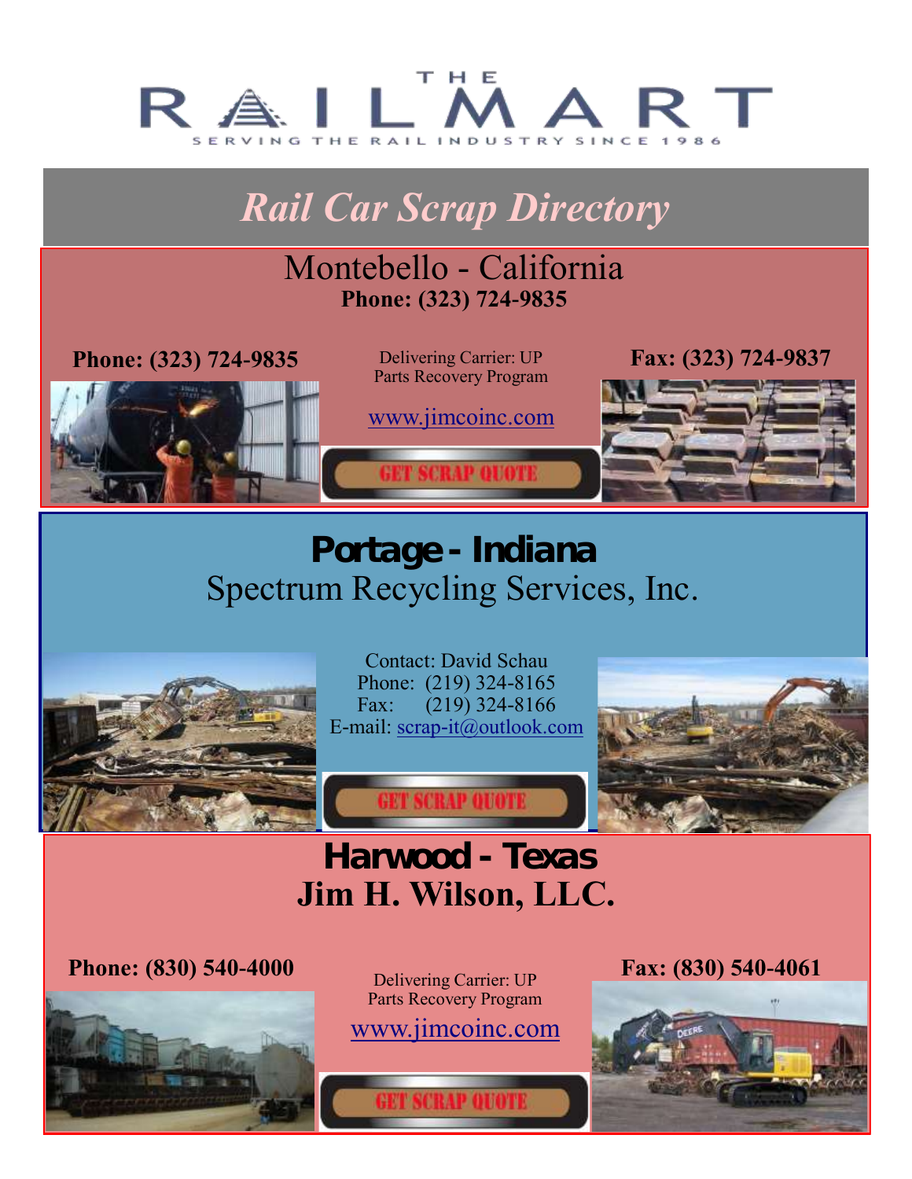# THE RAILMART

SERVING THE RAIL INDUSTRY SINCE 1986

## *Rail Car Scrap Directory*

## Montebello - California

**Phone: (323) 724-9835**

**Phone: (323) 724-9835**

Delivering Carrier: UP
Parts Recovery Program

www.jimcoinc.com

GET SCRAP QUOTE

**Fax: (323) 724-9837**

## Portage - Indiana

### Spectrum Recycling Services, Inc.

Contact: David Schau
Phone: (219) 324-8165
Fax: (219) 324-8166
E-mail: scrap-it@outlook.com

GET SCRAP QUOTE

## Harwood - Texas

### Jim H. Wilson, LLC.

**Phone: (830) 540-4000**

Delivering Carrier: UP
Parts Recovery Program

www.jimcoinc.com

GET SCRAP QUOTE

**Fax: (830) 540-4061**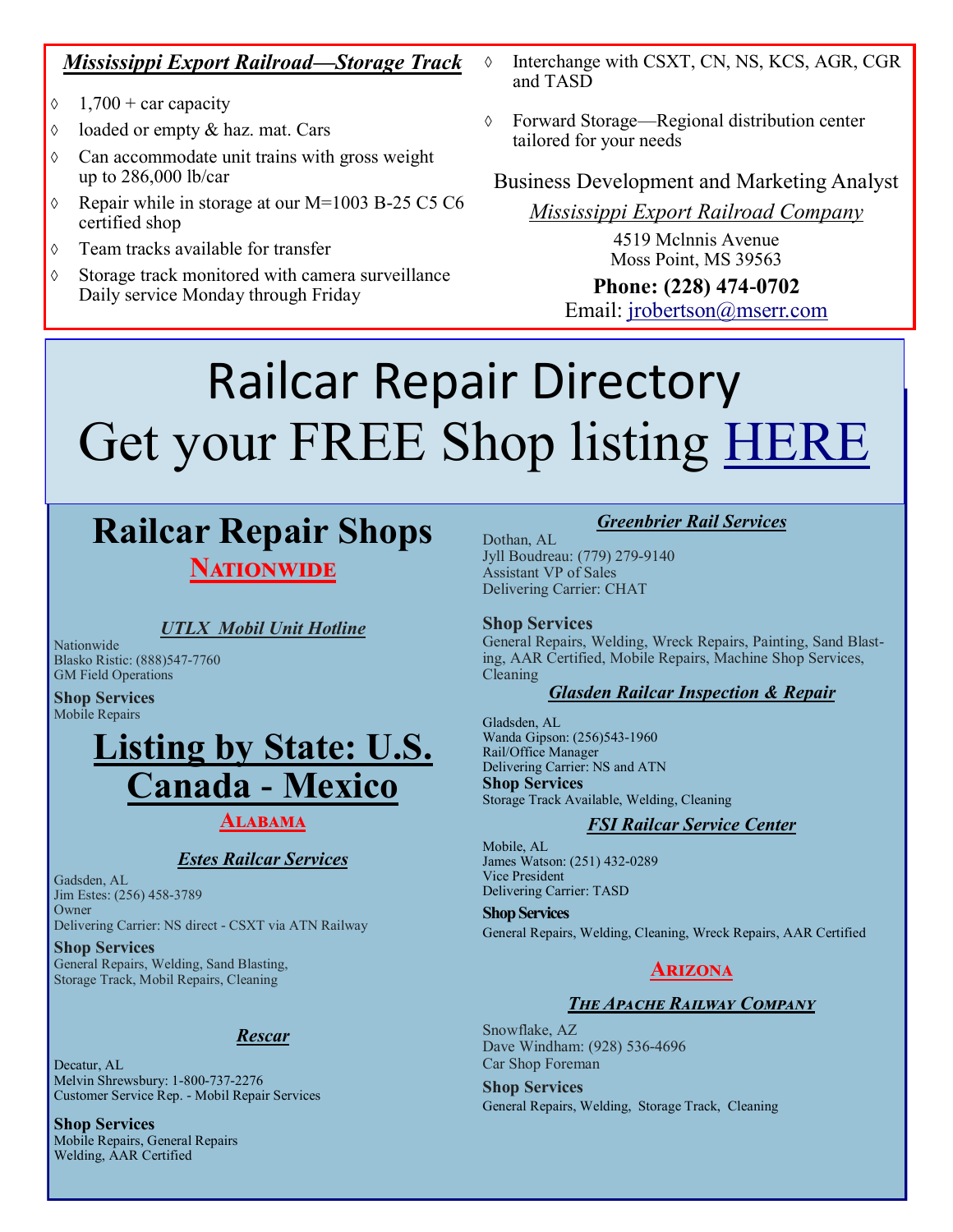### *Mississippi Export Railroad—Storage Track*

- 1,700 + car capacity
- loaded or empty & haz. mat. Cars
- Can accommodate unit trains with gross weight up to 286,000 lb/car
- Repair while in storage at our M=1003 B-25 C5 C6 certified shop
- Team tracks available for transfer
- Storage track monitored with camera surveillance Daily service Monday through Friday
- Interchange with CSXT, CN, NS, KCS, AGR, CGR and TASD
- Forward Storage—Regional distribution center tailored for your needs

Business Development and Marketing Analyst

*Mississippi Export Railroad Company*

4519 McInnis Avenue
Moss Point, MS 39563

**Phone: (228) 474-0702**

Email: jrobertson@mserr.com

# Railcar Repair Directory

# Get your FREE Shop listing HERE

## Railcar Repair Shops

### NATIONWIDE

#### *UTLX Mobil Unit Hotline*

Nationwide
Blasko Ristic: (888)547-7760
GM Field Operations

**Shop Services**
Mobile Repairs

## Listing by State: U.S. Canada - Mexico

### ALABAMA

#### *Estes Railcar Services*

Gadsden, AL
Jim Estes: (256) 458-3789
Owner
Delivering Carrier: NS direct - CSXT via ATN Railway

**Shop Services**
General Repairs, Welding, Sand Blasting, Storage Track, Mobil Repairs, Cleaning

#### *Rescar*

Decatur, AL
Melvin Shrewsbury: 1-800-737-2276
Customer Service Rep. - Mobil Repair Services

**Shop Services**
Mobile Repairs, General Repairs
Welding, AAR Certified

#### *Greenbrier Rail Services*

Dothan, AL
Jyll Boudreau: (779) 279-9140
Assistant VP of Sales
Delivering Carrier: CHAT

**Shop Services**
General Repairs, Welding, Wreck Repairs, Painting, Sand Blasting, AAR Certified, Mobile Repairs, Machine Shop Services, Cleaning

#### *Glasden Railcar Inspection & Repair*

Gladsden, AL
Wanda Gipson: (256)543-1960
Rail/Office Manager
Delivering Carrier: NS and ATN

**Shop Services**
Storage Track Available, Welding, Cleaning

#### *FSI Railcar Service Center*

Mobile, AL
James Watson: (251) 432-0289
Vice President
Delivering Carrier: TASD

**Shop Services**
General Repairs, Welding, Cleaning, Wreck Repairs, AAR Certified

### ARIZONA

#### *The Apache Railway Company*

Snowflake, AZ
Dave Windham: (928) 536-4696
Car Shop Foreman

**Shop Services**
General Repairs, Welding, Storage Track, Cleaning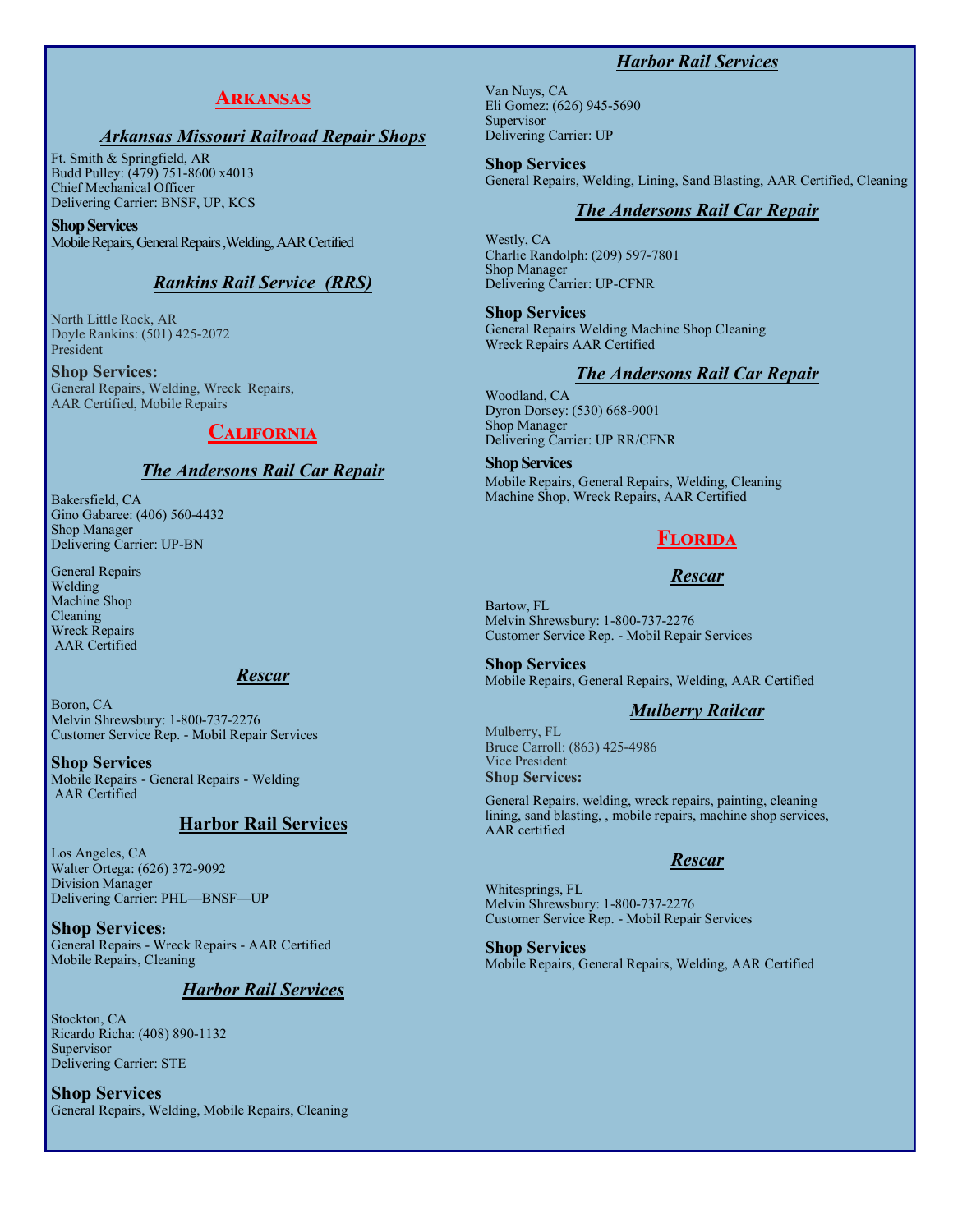## Arkansas

### *Arkansas Missouri Railroad Repair Shops*

Ft. Smith & Springfield, AR
Budd Pulley: (479) 751-8600 x4013
Chief Mechanical Officer
Delivering Carrier: BNSF, UP, KCS

**Shop Services**
Mobile Repairs, General Repairs ,Welding, AAR Certified

### *Rankins Rail Service (RRS)*

North Little Rock, AR
Doyle Rankins: (501) 425-2072
President

**Shop Services:**
General Repairs, Welding, Wreck Repairs,
AAR Certified, Mobile Repairs

## California

### *The Andersons Rail Car Repair*

Bakersfield, CA
Gino Gabaree: (406) 560-4432
Shop Manager
Delivering Carrier: UP-BN

General Repairs
Welding
Machine Shop
Cleaning
Wreck Repairs
AAR Certified

### *Rescar*

Boron, CA
Melvin Shrewsbury: 1-800-737-2276
Customer Service Rep. - Mobil Repair Services

**Shop Services**
Mobile Repairs - General Repairs - Welding
AAR Certified

### Harbor Rail Services

Los Angeles, CA
Walter Ortega: (626) 372-9092
Division Manager
Delivering Carrier: PHL—BNSF—UP

**Shop Services:**
General Repairs - Wreck Repairs - AAR Certified
Mobile Repairs, Cleaning

### *Harbor Rail Services*

Stockton, CA
Ricardo Richa: (408) 890-1132
Supervisor
Delivering Carrier: STE

**Shop Services**
General Repairs, Welding, Mobile Repairs, Cleaning

### *Harbor Rail Services*

Van Nuys, CA
Eli Gomez: (626) 945-5690
Supervisor
Delivering Carrier: UP

**Shop Services**
General Repairs, Welding, Lining, Sand Blasting, AAR Certified, Cleaning

### *The Andersons Rail Car Repair*

Westly, CA
Charlie Randolph: (209) 597-7801
Shop Manager
Delivering Carrier: UP-CFNR

**Shop Services**
General Repairs Welding Machine Shop Cleaning
Wreck Repairs AAR Certified

### *The Andersons Rail Car Repair*

Woodland, CA
Dyron Dorsey: (530) 668-9001
Shop Manager
Delivering Carrier: UP RR/CFNR

**Shop Services**
Mobile Repairs, General Repairs, Welding, Cleaning
Machine Shop, Wreck Repairs, AAR Certified

## Florida

### *Rescar*

Bartow, FL
Melvin Shrewsbury: 1-800-737-2276
Customer Service Rep. - Mobil Repair Services

**Shop Services**
Mobile Repairs, General Repairs, Welding, AAR Certified

### *Mulberry Railcar*

Mulberry, FL
Bruce Carroll: (863) 425-4986
Vice President
**Shop Services:**

General Repairs, welding, wreck repairs, painting, cleaning
lining, sand blasting, , mobile repairs, machine shop services,
AAR certified

### *Rescar*

Whitesprings, FL
Melvin Shrewsbury: 1-800-737-2276
Customer Service Rep. - Mobil Repair Services

**Shop Services**
Mobile Repairs, General Repairs, Welding, AAR Certified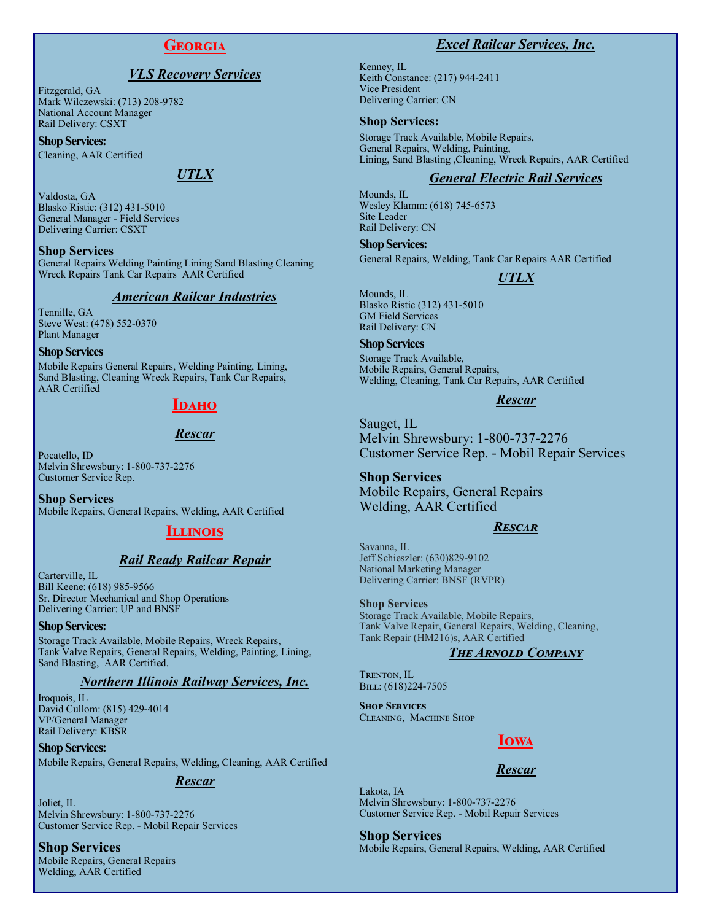## Georgia

### VLS Recovery Services

Fitzgerald, GA
Mark Wilczewski: (713) 208-9782
National Account Manager
Rail Delivery: CSXT

**Shop Services:**
Cleaning, AAR Certified

### UTLX

Valdosta, GA
Blasko Ristic: (312) 431-5010
General Manager - Field Services
Delivering Carrier: CSXT

**Shop Services**
General Repairs Welding Painting Lining Sand Blasting Cleaning Wreck Repairs Tank Car Repairs AAR Certified

### American Railcar Industries

Tennille, GA
Steve West: (478) 552-0370
Plant Manager

**Shop Services**
Mobile Repairs General Repairs, Welding Painting, Lining, Sand Blasting, Cleaning Wreck Repairs, Tank Car Repairs, AAR Certified

## Idaho

### Rescar

Pocatello, ID
Melvin Shrewsbury: 1-800-737-2276
Customer Service Rep.

**Shop Services**
Mobile Repairs, General Repairs, Welding, AAR Certified

## Illinois

### Rail Ready Railcar Repair

Carterville, IL
Bill Keene: (618) 985-9566
Sr. Director Mechanical and Shop Operations
Delivering Carrier: UP and BNSF

**Shop Services:**
Storage Track Available, Mobile Repairs, Wreck Repairs, Tank Valve Repairs, General Repairs, Welding, Painting, Lining, Sand Blasting, AAR Certified.

### Northern Illinois Railway Services, Inc.

Iroquois, IL
David Cullom: (815) 429-4014
VP/General Manager
Rail Delivery: KBSR

**Shop Services:**
Mobile Repairs, General Repairs, Welding, Cleaning, AAR Certified

### Rescar

Joliet, IL
Melvin Shrewsbury: 1-800-737-2276
Customer Service Rep. - Mobil Repair Services

**Shop Services**
Mobile Repairs, General Repairs
Welding, AAR Certified

### Excel Railcar Services, Inc.

Kenney, IL
Keith Constance: (217) 944-2411
Vice President
Delivering Carrier: CN

**Shop Services:**
Storage Track Available, Mobile Repairs, General Repairs, Welding, Painting, Lining, Sand Blasting ,Cleaning, Wreck Repairs, AAR Certified

### General Electric Rail Services

Mounds, IL
Wesley Klamm: (618) 745-6573
Site Leader
Rail Delivery: CN

**Shop Services:**
General Repairs, Welding, Tank Car Repairs AAR Certified

### UTLX

Mounds, IL
Blasko Ristic (312) 431-5010
GM Field Services
Rail Delivery: CN

**Shop Services**
Storage Track Available,
Mobile Repairs, General Repairs,
Welding, Cleaning, Tank Car Repairs, AAR Certified

### Rescar

Sauget, IL
Melvin Shrewsbury: 1-800-737-2276
Customer Service Rep. - Mobil Repair Services

**Shop Services**
Mobile Repairs, General Repairs
Welding, AAR Certified

### Rescar

Savanna, IL
Jeff Schieszler: (630)829-9102
National Marketing Manager
Delivering Carrier: BNSF (RVPR)

**Shop Services**
Storage Track Available, Mobile Repairs,
Tank Valve Repair, General Repairs, Welding, Cleaning,
Tank Repair (HM216)s, AAR Certified

### The Arnold Company

Trenton, IL
Bill: (618)224-7505

**Shop Services**
Cleaning, Machine Shop

## Iowa

### Rescar

Lakota, IA
Melvin Shrewsbury: 1-800-737-2276
Customer Service Rep. - Mobil Repair Services

**Shop Services**
Mobile Repairs, General Repairs, Welding, AAR Certified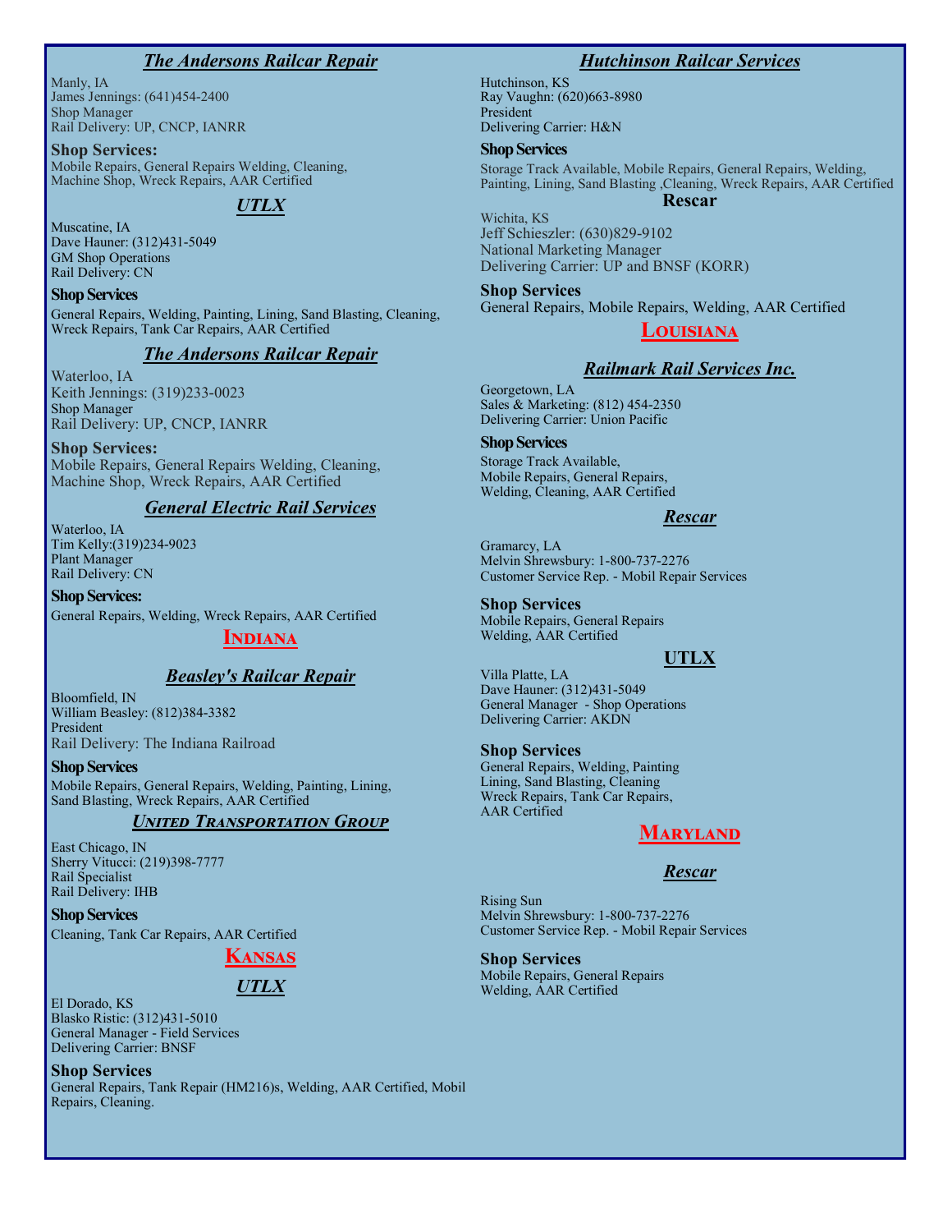### *The Andersons Railcar Repair*

Manly, IA
James Jennings: (641)454-2400
Shop Manager
Rail Delivery: UP, CNCP, IANRR

**Shop Services:**
Mobile Repairs, General Repairs Welding, Cleaning, Machine Shop, Wreck Repairs, AAR Certified

### *UTLX*

Muscatine, IA
Dave Hauner: (312)431-5049
GM Shop Operations
Rail Delivery: CN

**Shop Services**
General Repairs, Welding, Painting, Lining, Sand Blasting, Cleaning, Wreck Repairs, Tank Car Repairs, AAR Certified

### *The Andersons Railcar Repair*

Waterloo, IA
Keith Jennings: (319)233-0023
Shop Manager
Rail Delivery: UP, CNCP, IANRR

**Shop Services:**
Mobile Repairs, General Repairs Welding, Cleaning, Machine Shop, Wreck Repairs, AAR Certified

### *General Electric Rail Services*

Waterloo, IA
Tim Kelly:(319)234-9023
Plant Manager
Rail Delivery: CN

**Shop Services:**
General Repairs, Welding, Wreck Repairs, AAR Certified

## Indiana

### *Beasley's Railcar Repair*

Bloomfield, IN
William Beasley: (812)384-3382
President
Rail Delivery: The Indiana Railroad

**Shop Services**
Mobile Repairs, General Repairs, Welding, Painting, Lining, Sand Blasting, Wreck Repairs, AAR Certified

### *United Transportation Group*

East Chicago, IN
Sherry Vitucci: (219)398-7777
Rail Specialist
Rail Delivery: IHB

**Shop Services**
Cleaning, Tank Car Repairs, AAR Certified

## Kansas

### *UTLX*

El Dorado, KS
Blasko Ristic: (312)431-5010
General Manager - Field Services
Delivering Carrier: BNSF

**Shop Services**
General Repairs, Tank Repair (HM216)s, Welding, AAR Certified, Mobil Repairs, Cleaning.

### *Hutchinson Railcar Services*

Hutchinson, KS
Ray Vaughn: (620)663-8980
President
Delivering Carrier: H&N

**Shop Services**
Storage Track Available, Mobile Repairs, General Repairs, Welding, Painting, Lining, Sand Blasting ,Cleaning, Wreck Repairs, AAR Certified

### Rescar

Wichita, KS
Jeff Schieszler: (630)829-9102
National Marketing Manager
Delivering Carrier: UP and BNSF (KORR)

**Shop Services**
General Repairs, Mobile Repairs, Welding, AAR Certified

## Louisiana

### *Railmark Rail Services Inc.*

Georgetown, LA
Sales & Marketing: (812) 454-2350
Delivering Carrier: Union Pacific

**Shop Services**
Storage Track Available,
Mobile Repairs, General Repairs,
Welding, Cleaning, AAR Certified

### *Rescar*

Gramarcy, LA
Melvin Shrewsbury: 1-800-737-2276
Customer Service Rep. - Mobil Repair Services

**Shop Services**
Mobile Repairs, General Repairs
Welding, AAR Certified

### UTLX

Villa Platte, LA
Dave Hauner: (312)431-5049
General Manager - Shop Operations
Delivering Carrier: AKDN

**Shop Services**
General Repairs, Welding, Painting
Lining, Sand Blasting, Cleaning
Wreck Repairs, Tank Car Repairs,
AAR Certified

## Maryland

### *Rescar*

Rising Sun
Melvin Shrewsbury: 1-800-737-2276
Customer Service Rep. - Mobil Repair Services

**Shop Services**
Mobile Repairs, General Repairs
Welding, AAR Certified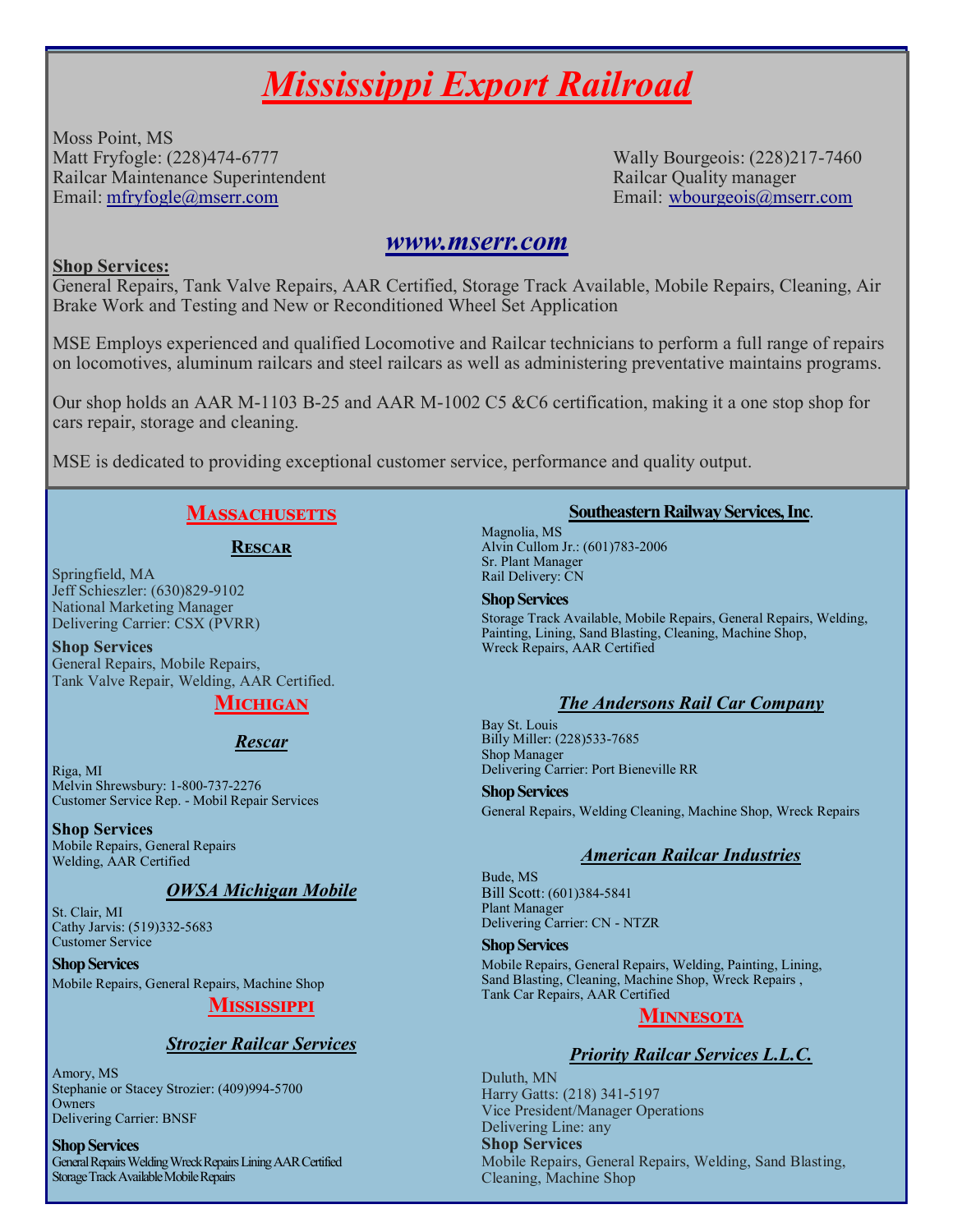# *Mississippi Export Railroad*

Moss Point, MS
Matt Fryfogle: (228)474-6777
Railcar Maintenance Superintendent
Email: mfryfogle@mserr.com

Wally Bourgeois: (228)217-7460
Railcar Quality manager
Email: wbourgeois@mserr.com

***www.mserr.com***

**Shop Services:**
General Repairs, Tank Valve Repairs, AAR Certified, Storage Track Available, Mobile Repairs, Cleaning, Air Brake Work and Testing and New or Reconditioned Wheel Set Application

MSE Employs experienced and qualified Locomotive and Railcar technicians to perform a full range of repairs on locomotives, aluminum railcars and steel railcars as well as administering preventative maintains programs.

Our shop holds an AAR M-1103 B-25 and AAR M-1002 C5 &C6 certification, making it a one stop shop for cars repair, storage and cleaning.

MSE is dedicated to providing exceptional customer service, performance and quality output.

## Massachusetts

### Rescar

Springfield, MA
Jeff Schieszler: (630)829-9102
National Marketing Manager
Delivering Carrier: CSX (PVRR)

**Shop Services**
General Repairs, Mobile Repairs,
Tank Valve Repair, Welding, AAR Certified.

## Michigan

### *Rescar*

Riga, MI
Melvin Shrewsbury: 1-800-737-2276
Customer Service Rep. - Mobil Repair Services

**Shop Services**
Mobile Repairs, General Repairs
Welding, AAR Certified

### *OWSA Michigan Mobile*

St. Clair, MI
Cathy Jarvis: (519)332-5683
Customer Service

**Shop Services**
Mobile Repairs, General Repairs, Machine Shop

## Mississippi

### *Strozier Railcar Services*

Amory, MS
Stephanie or Stacey Strozier: (409)994-5700
Owners
Delivering Carrier: BNSF

**Shop Services**
General Repairs Welding Wreck Repairs Lining AAR Certified
Storage Track Available Mobile Repairs

### Southeastern Railway Services, Inc.

Magnolia, MS
Alvin Cullom Jr.: (601)783-2006
Sr. Plant Manager
Rail Delivery: CN

**Shop Services**
Storage Track Available, Mobile Repairs, General Repairs, Welding, Painting, Lining, Sand Blasting, Cleaning, Machine Shop, Wreck Repairs, AAR Certified

### *The Andersons Rail Car Company*

Bay St. Louis
Billy Miller: (228)533-7685
Shop Manager
Delivering Carrier: Port Bieneville RR

**Shop Services**
General Repairs, Welding Cleaning, Machine Shop, Wreck Repairs

### *American Railcar Industries*

Bude, MS
Bill Scott: (601)384-5841
Plant Manager
Delivering Carrier: CN - NTZR

**Shop Services**
Mobile Repairs, General Repairs, Welding, Painting, Lining, Sand Blasting, Cleaning, Machine Shop, Wreck Repairs , Tank Car Repairs, AAR Certified

## Minnesota

### *Priority Railcar Services L.L.C.*

Duluth, MN
Harry Gatts: (218) 341-5197
Vice President/Manager Operations
Delivering Line: any

**Shop Services**
Mobile Repairs, General Repairs, Welding, Sand Blasting, Cleaning, Machine Shop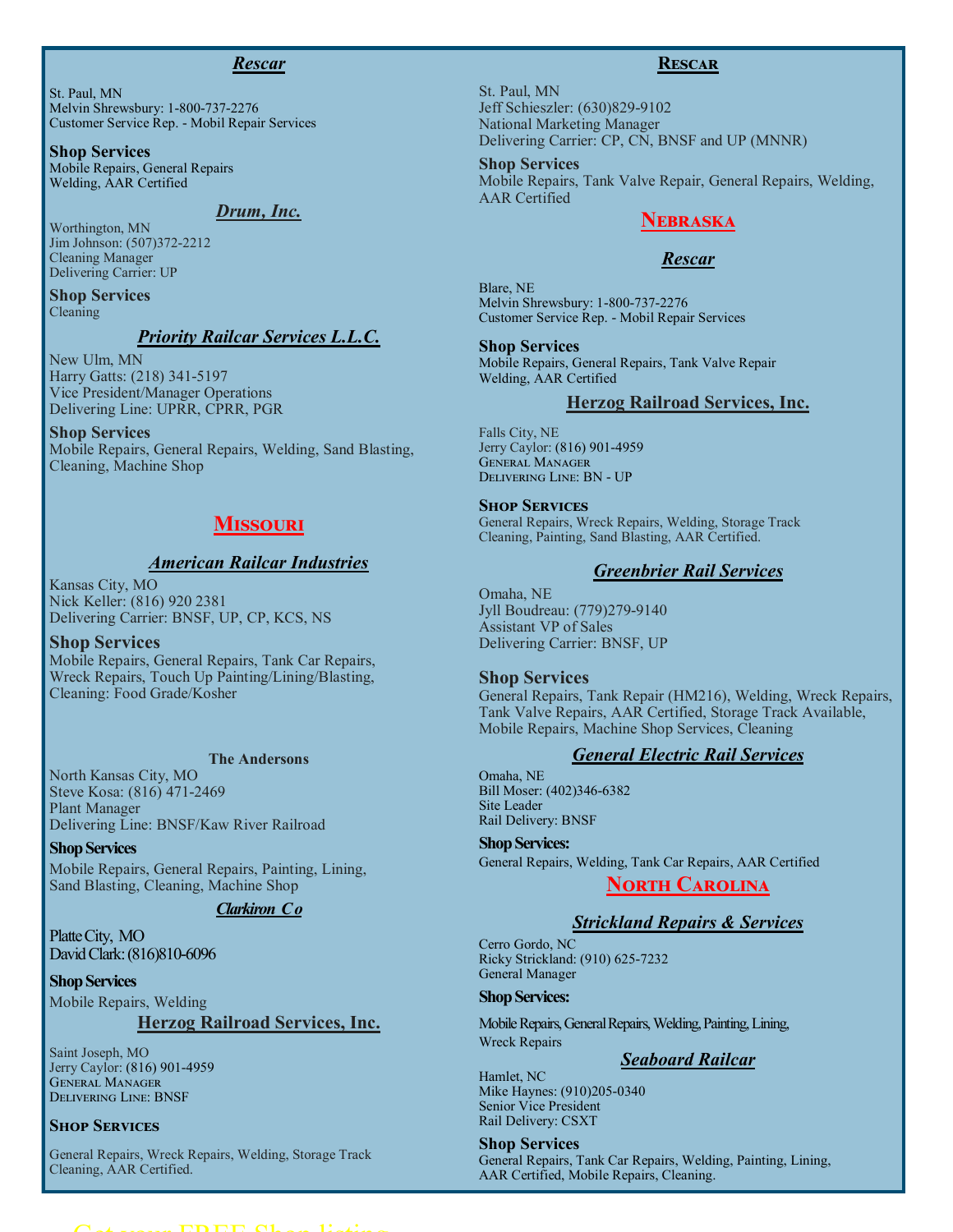### *Rescar*

St. Paul, MN
Melvin Shrewsbury: 1-800-737-2276
Customer Service Rep. - Mobil Repair Services

**Shop Services**
Mobile Repairs, General Repairs
Welding, AAR Certified

### *Drum, Inc.*

Worthington, MN
Jim Johnson: (507)372-2212
Cleaning Manager
Delivering Carrier: UP

**Shop Services**
Cleaning

### *Priority Railcar Services L.L.C.*

New Ulm, MN
Harry Gatts: (218) 341-5197
Vice President/Manager Operations
Delivering Line: UPRR, CPRR, PGR

**Shop Services**
Mobile Repairs, General Repairs, Welding, Sand Blasting, Cleaning, Machine Shop

## Missouri

### *American Railcar Industries*

Kansas City, MO
Nick Keller: (816) 920 2381
Delivering Carrier: BNSF, UP, CP, KCS, NS

**Shop Services**
Mobile Repairs, General Repairs, Tank Car Repairs, Wreck Repairs, Touch Up Painting/Lining/Blasting, Cleaning: Food Grade/Kosher

### The Andersons

North Kansas City, MO
Steve Kosa: (816) 471-2469
Plant Manager
Delivering Line: BNSF/Kaw River Railroad

**Shop Services**
Mobile Repairs, General Repairs, Painting, Lining, Sand Blasting, Cleaning, Machine Shop

### *Clarkiron Co*

Platte City, MO
David Clark: (816)810-6096

**Shop Services**
Mobile Repairs, Welding

### Herzog Railroad Services, Inc.

Saint Joseph, MO
Jerry Caylor: (816) 901-4959
General Manager
Delivering Line: BNSF

**Shop Services**
General Repairs, Wreck Repairs, Welding, Storage Track Cleaning, AAR Certified.

### Rescar

St. Paul, MN
Jeff Schieszler: (630)829-9102
National Marketing Manager
Delivering Carrier: CP, CN, BNSF and UP (MNNR)

**Shop Services**
Mobile Repairs, Tank Valve Repair, General Repairs, Welding, AAR Certified

## Nebraska

### *Rescar*

Blare, NE
Melvin Shrewsbury: 1-800-737-2276
Customer Service Rep. - Mobil Repair Services

**Shop Services**
Mobile Repairs, General Repairs, Tank Valve Repair
Welding, AAR Certified

### Herzog Railroad Services, Inc.

Falls City, NE
Jerry Caylor: (816) 901-4959
General Manager
Delivering Line: BN - UP

**Shop Services**
General Repairs, Wreck Repairs, Welding, Storage Track Cleaning, Painting, Sand Blasting, AAR Certified.

### *Greenbrier Rail Services*

Omaha, NE
Jyll Boudreau: (779)279-9140
Assistant VP of Sales
Delivering Carrier: BNSF, UP

**Shop Services**
General Repairs, Tank Repair (HM216), Welding, Wreck Repairs, Tank Valve Repairs, AAR Certified, Storage Track Available, Mobile Repairs, Machine Shop Services, Cleaning

### *General Electric Rail Services*

Omaha, NE
Bill Moser: (402)346-6382
Site Leader
Rail Delivery: BNSF

**Shop Services:**
General Repairs, Welding, Tank Car Repairs, AAR Certified

## North Carolina

### *Strickland Repairs & Services*

Cerro Gordo, NC
Ricky Strickland: (910) 625-7232
General Manager

**Shop Services:**
Mobile Repairs, General Repairs, Welding, Painting, Lining, Wreck Repairs

### *Seaboard Railcar*

Hamlet, NC
Mike Haynes: (910)205-0340
Senior Vice President
Rail Delivery: CSXT

**Shop Services**
General Repairs, Tank Car Repairs, Welding, Painting, Lining, AAR Certified, Mobile Repairs, Cleaning.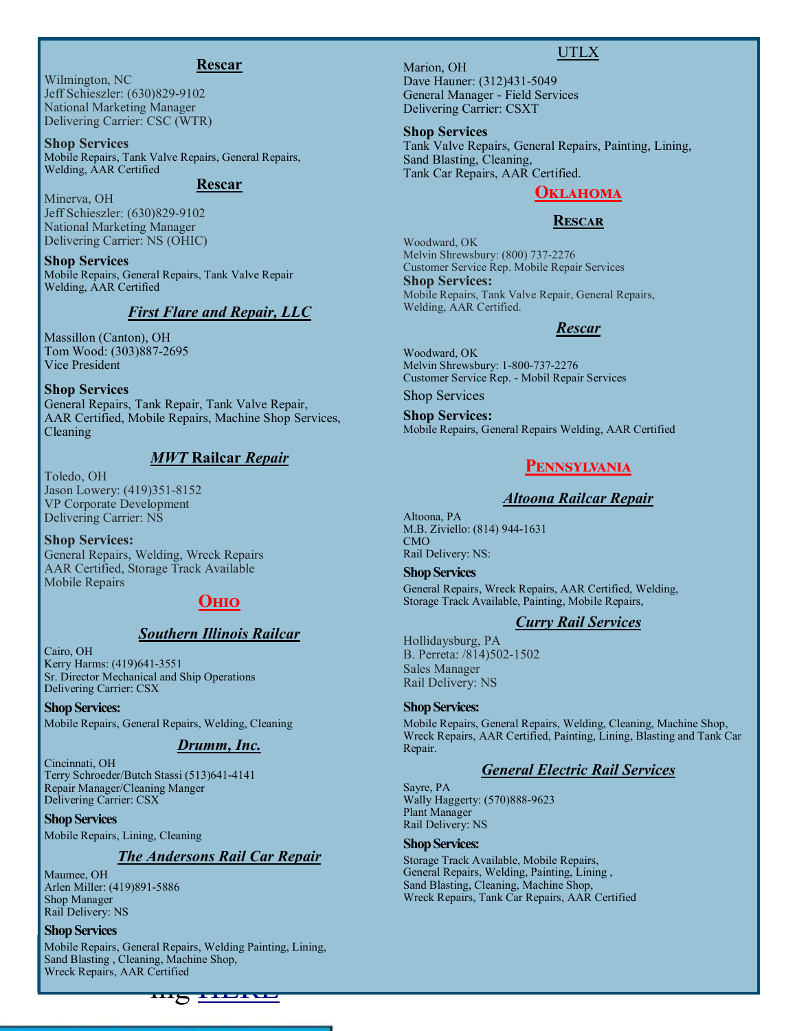### Rescar

Wilmington, NC
Jeff Schieszler: (630)829-9102
National Marketing Manager
Delivering Carrier: CSC (WTR)

**Shop Services**
Mobile Repairs, Tank Valve Repairs, General Repairs, Welding, AAR Certified

### Rescar

Minerva, OH
Jeff Schieszler: (630)829-9102
National Marketing Manager
Delivering Carrier: NS (OHIC)

**Shop Services**
Mobile Repairs, General Repairs, Tank Valve Repair Welding, AAR Certified

### *First Flare and Repair, LLC*

Massillon (Canton), OH
Tom Wood: (303)887-2695
Vice President

**Shop Services**
General Repairs, Tank Repair, Tank Valve Repair, AAR Certified, Mobile Repairs, Machine Shop Services, Cleaning

### *MWT* Railcar *Repair*

Toledo, OH
Jason Lowery: (419)351-8152
VP Corporate Development
Delivering Carrier: NS

**Shop Services:**
General Repairs, Welding, Wreck Repairs
AAR Certified, Storage Track Available
Mobile Repairs

## Ohio

### *Southern Illinois Railcar*

Cairo, OH
Kerry Harms: (419)641-3551
Sr. Director Mechanical and Ship Operations
Delivering Carrier: CSX

**Shop Services:**
Mobile Repairs, General Repairs, Welding, Cleaning

### *Drumm, Inc.*

Cincinnati, OH
Terry Schroeder/Butch Stassi (513)641-4141
Repair Manager/Cleaning Manger
Delivering Carrier: CSX

**Shop Services**
Mobile Repairs, Lining, Cleaning

### *The Andersons Rail Car Repair*

Maumee, OH
Arlen Miller: (419)891-5886
Shop Manager
Rail Delivery: NS

**Shop Services**
Mobile Repairs, General Repairs, Welding Painting, Lining, Sand Blasting , Cleaning, Machine Shop, Wreck Repairs, AAR Certified

### UTLX

Marion, OH
Dave Hauner: (312)431-5049
General Manager - Field Services
Delivering Carrier: CSXT

**Shop Services**
Tank Valve Repairs, General Repairs, Painting, Lining, Sand Blasting, Cleaning,
Tank Car Repairs, AAR Certified.

## Oklahoma

### Rescar

Woodward, OK
Melvin Shrewsbury: (800) 737-2276
Customer Service Rep. Mobile Repair Services

**Shop Services:**
Mobile Repairs, Tank Valve Repair, General Repairs, Welding, AAR Certified.

### *Rescar*

Woodward, OK
Melvin Shrewsbury: 1-800-737-2276
Customer Service Rep. - Mobil Repair Services

Shop Services

**Shop Services:**
Mobile Repairs, General Repairs Welding, AAR Certified

## Pennsylvania

### *Altoona Railcar Repair*

Altoona, PA
M.B. Ziviello: (814) 944-1631
CMO
Rail Delivery: NS:

**Shop Services**
General Repairs, Wreck Repairs, AAR Certified, Welding, Storage Track Available, Painting, Mobile Repairs,

### *Curry Rail Services*

Hollidaysburg, PA
B. Perreta: /814)502-1502
Sales Manager
Rail Delivery: NS

**Shop Services:**
Mobile Repairs, General Repairs, Welding, Cleaning, Machine Shop, Wreck Repairs, AAR Certified, Painting, Lining, Blasting and Tank Car Repair.

### *General Electric Rail Services*

Sayre, PA
Wally Haggerty: (570)888-9623
Plant Manager
Rail Delivery: NS

**Shop Services:**
Storage Track Available, Mobile Repairs,
General Repairs, Welding, Painting, Lining ,
Sand Blasting, Cleaning, Machine Shop,
Wreck Repairs, Tank Car Repairs, AAR Certified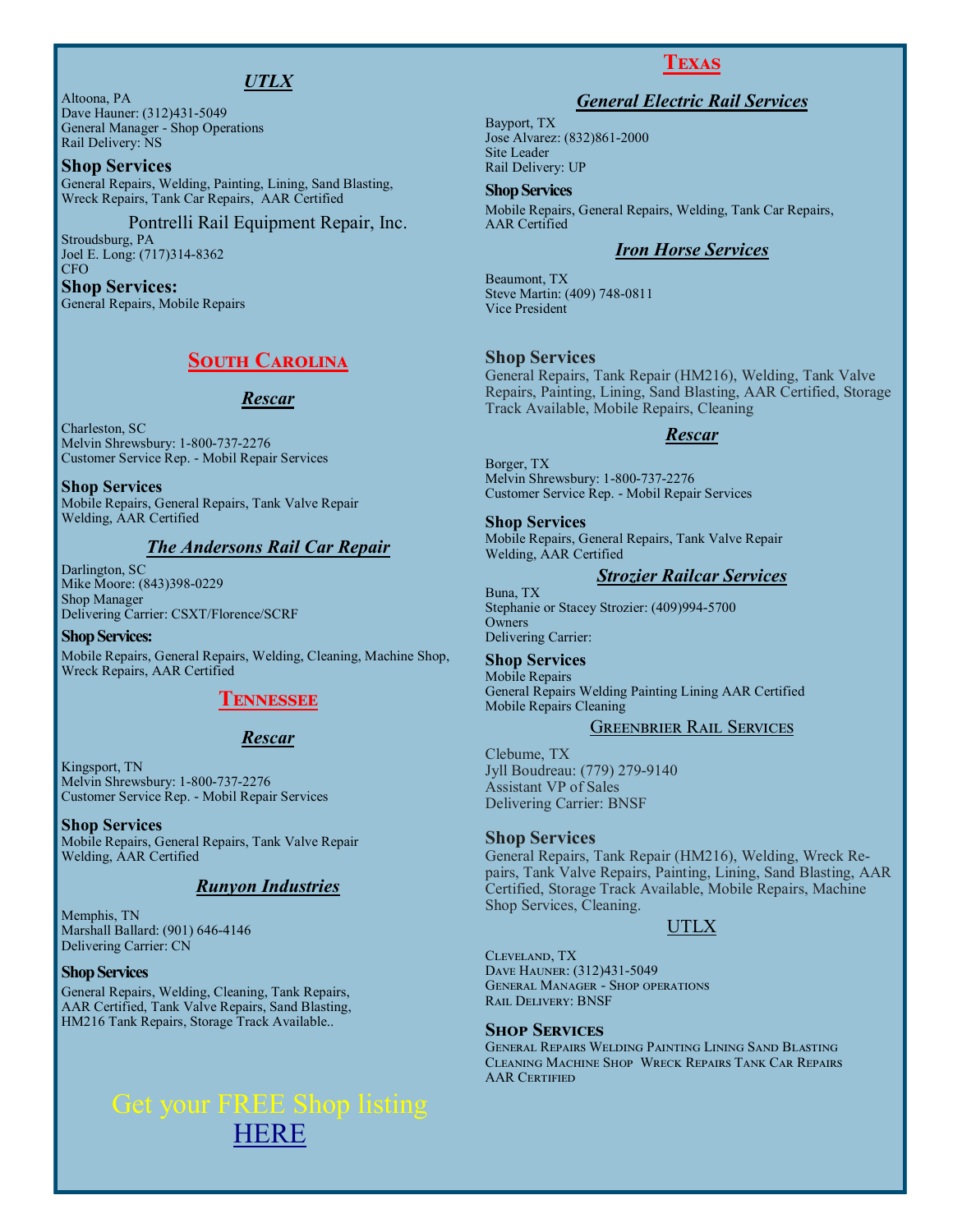### *UTLX*

Altoona, PA
Dave Hauner: (312)431-5049
General Manager - Shop Operations
Rail Delivery: NS

**Shop Services**
General Repairs, Welding, Painting, Lining, Sand Blasting, Wreck Repairs, Tank Car Repairs, AAR Certified

### Pontrelli Rail Equipment Repair, Inc.

Stroudsburg, PA
Joel E. Long: (717)314-8362
CFO

**Shop Services:**
General Repairs, Mobile Repairs

## South Carolina

### *Rescar*

Charleston, SC
Melvin Shrewsbury: 1-800-737-2276
Customer Service Rep. - Mobil Repair Services

**Shop Services**
Mobile Repairs, General Repairs, Tank Valve Repair Welding, AAR Certified

### *The Andersons Rail Car Repair*

Darlington, SC
Mike Moore: (843)398-0229
Shop Manager
Delivering Carrier: CSXT/Florence/SCRF

**Shop Services:**
Mobile Repairs, General Repairs, Welding, Cleaning, Machine Shop, Wreck Repairs, AAR Certified

## Tennessee

### *Rescar*

Kingsport, TN
Melvin Shrewsbury: 1-800-737-2276
Customer Service Rep. - Mobil Repair Services

**Shop Services**
Mobile Repairs, General Repairs, Tank Valve Repair Welding, AAR Certified

### *Runyon Industries*

Memphis, TN
Marshall Ballard: (901) 646-4146
Delivering Carrier: CN

**Shop Services**
General Repairs, Welding, Cleaning, Tank Repairs, AAR Certified, Tank Valve Repairs, Sand Blasting, HM216 Tank Repairs, Storage Track Available..

Get your FREE Shop listing
HERE

## Texas

### *General Electric Rail Services*

Bayport, TX
Jose Alvarez: (832)861-2000
Site Leader
Rail Delivery: UP

**Shop Services**
Mobile Repairs, General Repairs, Welding, Tank Car Repairs, AAR Certified

### *Iron Horse Services*

Beaumont, TX
Steve Martin: (409) 748-0811
Vice President

**Shop Services**
General Repairs, Tank Repair (HM216), Welding, Tank Valve Repairs, Painting, Lining, Sand Blasting, AAR Certified, Storage Track Available, Mobile Repairs, Cleaning

### *Rescar*

Borger, TX
Melvin Shrewsbury: 1-800-737-2276
Customer Service Rep. - Mobil Repair Services

**Shop Services**
Mobile Repairs, General Repairs, Tank Valve Repair Welding, AAR Certified

### *Strozier Railcar Services*

Buna, TX
Stephanie or Stacey Strozier: (409)994-5700
Owners
Delivering Carrier:

**Shop Services**
Mobile Repairs
General Repairs Welding Painting Lining AAR Certified
Mobile Repairs Cleaning

### Greenbrier Rail Services

Clebume, TX
Jyll Boudreau: (779) 279-9140
Assistant VP of Sales
Delivering Carrier: BNSF

**Shop Services**
General Repairs, Tank Repair (HM216), Welding, Wreck Repairs, Tank Valve Repairs, Painting, Lining, Sand Blasting, AAR Certified, Storage Track Available, Mobile Repairs, Machine Shop Services, Cleaning.

### UTLX

Cleveland, TX
Dave Hauner: (312)431-5049
General Manager - Shop operations
Rail Delivery: BNSF

**Shop Services**
General Repairs Welding Painting Lining Sand Blasting Cleaning Machine Shop Wreck Repairs Tank Car Repairs AAR Certified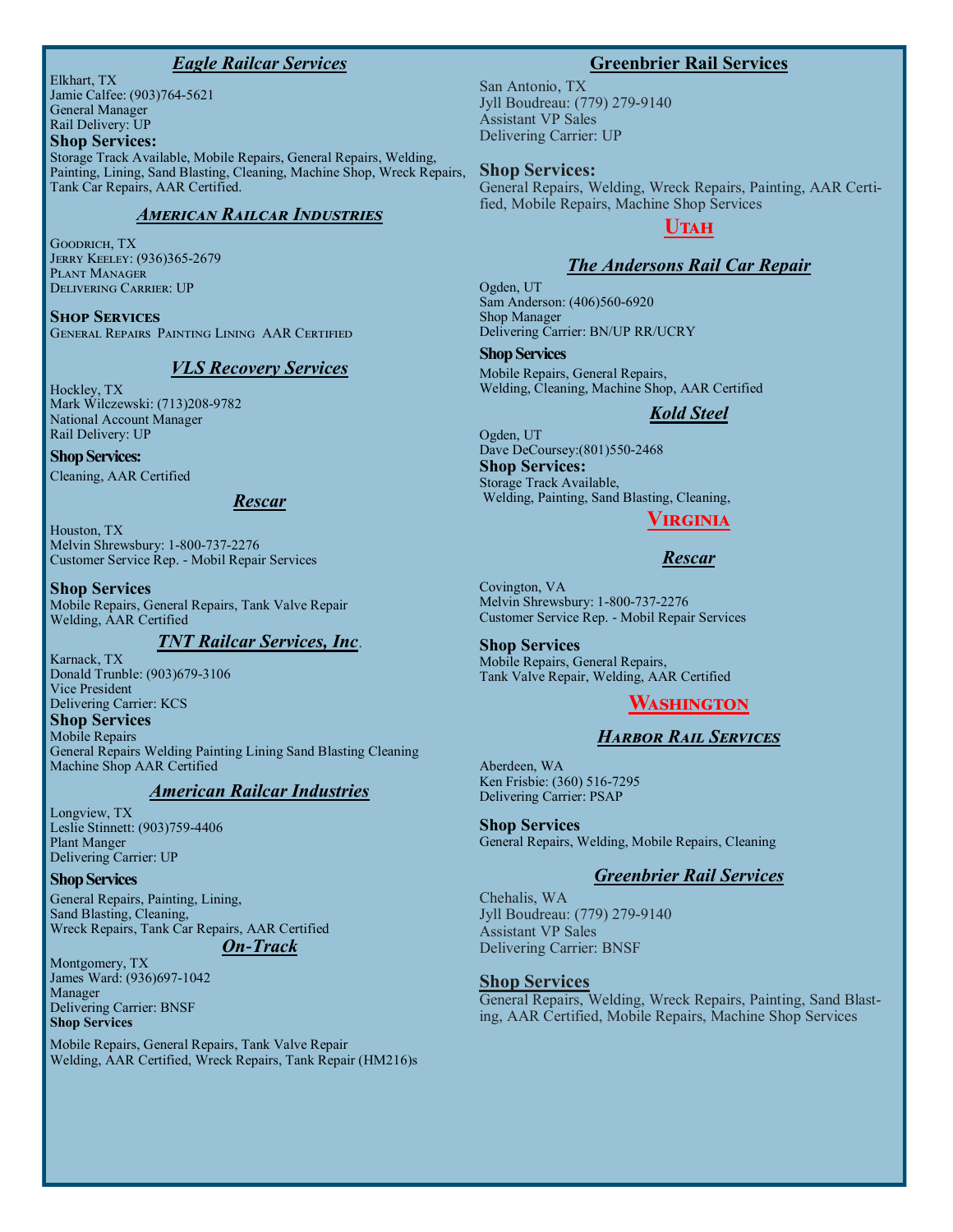### *Eagle Railcar Services*

Elkhart, TX
Jamie Calfee: (903)764-5621
General Manager
Rail Delivery: UP

**Shop Services:**
Storage Track Available, Mobile Repairs, General Repairs, Welding, Painting, Lining, Sand Blasting, Cleaning, Machine Shop, Wreck Repairs, Tank Car Repairs, AAR Certified.

### *American Railcar Industries*

Goodrich, TX
Jerry Keeley: (936)365-2679
Plant Manager
Delivering Carrier: UP

**Shop Services**
General Repairs Painting Lining AAR Certified

### *VLS Recovery Services*

Hockley, TX
Mark Wilczewski: (713)208-9782
National Account Manager
Rail Delivery: UP

**Shop Services:**
Cleaning, AAR Certified

### *Rescar*

Houston, TX
Melvin Shrewsbury: 1-800-737-2276
Customer Service Rep. - Mobil Repair Services

**Shop Services**
Mobile Repairs, General Repairs, Tank Valve Repair
Welding, AAR Certified

### *TNT Railcar Services, Inc*.

Karnack, TX
Donald Trunble: (903)679-3106
Vice President
Delivering Carrier: KCS

**Shop Services**
Mobile Repairs
General Repairs Welding Painting Lining Sand Blasting Cleaning
Machine Shop AAR Certified

### *American Railcar Industries*

Longview, TX
Leslie Stinnett: (903)759-4406
Plant Manger
Delivering Carrier: UP

**Shop Services**
General Repairs, Painting, Lining,
Sand Blasting, Cleaning,
Wreck Repairs, Tank Car Repairs, AAR Certified

### *On-Track*

Montgomery, TX
James Ward: (936)697-1042
Manager
Delivering Carrier: BNSF

**Shop Services**
Mobile Repairs, General Repairs, Tank Valve Repair
Welding, AAR Certified, Wreck Repairs, Tank Repair (HM216)s

### Greenbrier Rail Services

San Antonio, TX
Jyll Boudreau: (779) 279-9140
Assistant VP Sales
Delivering Carrier: UP

**Shop Services:**
General Repairs, Welding, Wreck Repairs, Painting, AAR Certified, Mobile Repairs, Machine Shop Services

## Utah

### *The Andersons Rail Car Repair*

Ogden, UT
Sam Anderson: (406)560-6920
Shop Manager
Delivering Carrier: BN/UP RR/UCRY

**Shop Services**
Mobile Repairs, General Repairs,
Welding, Cleaning, Machine Shop, AAR Certified

### *Kold Steel*

Ogden, UT
Dave DeCoursey:(801)550-2468

**Shop Services:**
Storage Track Available,
Welding, Painting, Sand Blasting, Cleaning,

## Virginia

### *Rescar*

Covington, VA
Melvin Shrewsbury: 1-800-737-2276
Customer Service Rep. - Mobil Repair Services

**Shop Services**
Mobile Repairs, General Repairs,
Tank Valve Repair, Welding, AAR Certified

## Washington

### *Harbor Rail Services*

Aberdeen, WA
Ken Frisbie: (360) 516-7295
Delivering Carrier: PSAP

**Shop Services**
General Repairs, Welding, Mobile Repairs, Cleaning

### *Greenbrier Rail Services*

Chehalis, WA
Jyll Boudreau: (779) 279-9140
Assistant VP Sales
Delivering Carrier: BNSF

**Shop Services**
General Repairs, Welding, Wreck Repairs, Painting, Sand Blasting, AAR Certified, Mobile Repairs, Machine Shop Services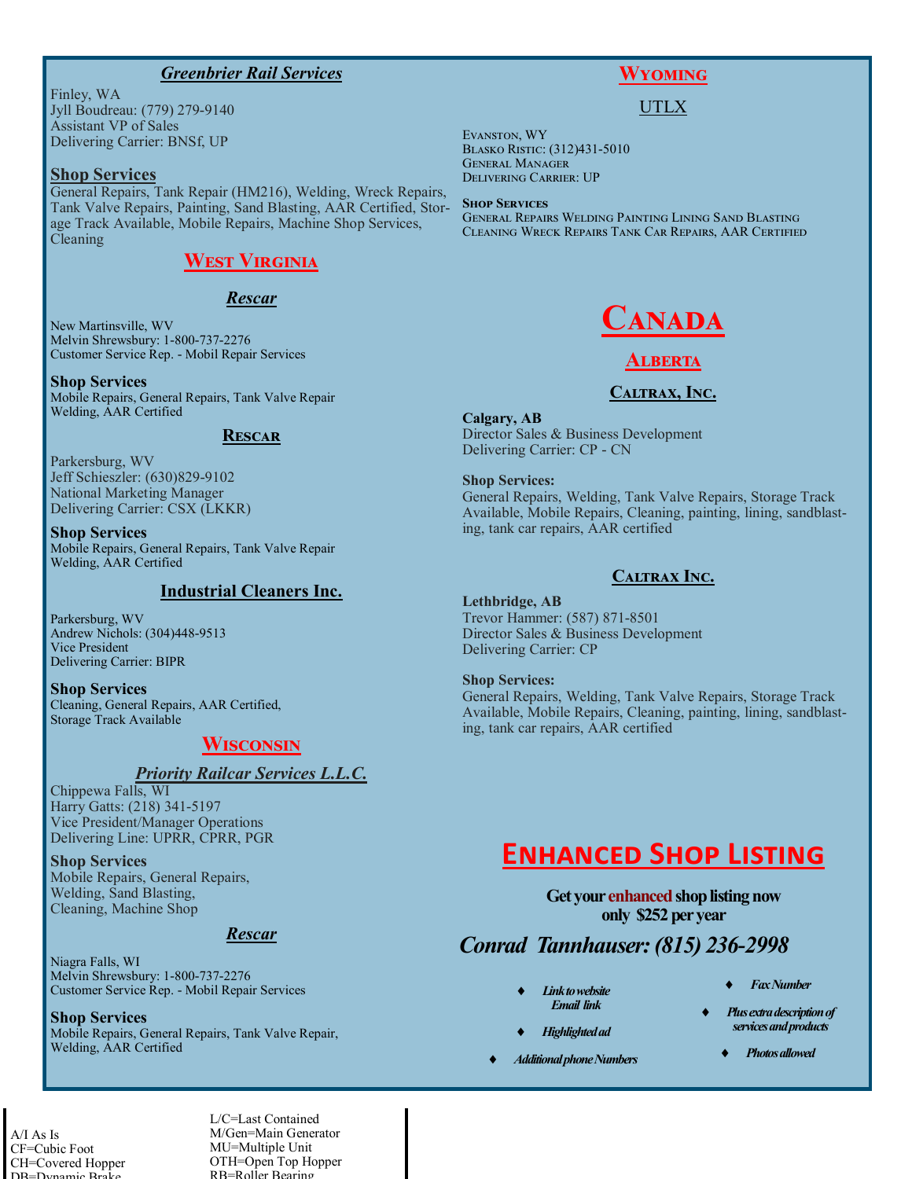### *Greenbrier Rail Services*

Finley, WA
Jyll Boudreau: (779) 279-9140
Assistant VP of Sales
Delivering Carrier: BNSf, UP

**Shop Services**
General Repairs, Tank Repair (HM216), Welding, Wreck Repairs, Tank Valve Repairs, Painting, Sand Blasting, AAR Certified, Storage Track Available, Mobile Repairs, Machine Shop Services, Cleaning

## West Virginia

### *Rescar*

New Martinsville, WV
Melvin Shrewsbury: 1-800-737-2276
Customer Service Rep. - Mobil Repair Services

**Shop Services**
Mobile Repairs, General Repairs, Tank Valve Repair
Welding, AAR Certified

### Rescar

Parkersburg, WV
Jeff Schieszler: (630)829-9102
National Marketing Manager
Delivering Carrier: CSX (LKKR)

**Shop Services**
Mobile Repairs, General Repairs, Tank Valve Repair
Welding, AAR Certified

### Industrial Cleaners Inc.

Parkersburg, WV
Andrew Nichols: (304)448-9513
Vice President
Delivering Carrier: BIPR

**Shop Services**
Cleaning, General Repairs, AAR Certified,
Storage Track Available

## Wisconsin

### *Priority Railcar Services L.L.C.*

Chippewa Falls, WI
Harry Gatts: (218) 341-5197
Vice President/Manager Operations
Delivering Line: UPRR, CPRR, PGR

**Shop Services**
Mobile Repairs, General Repairs,
Welding, Sand Blasting,
Cleaning, Machine Shop

### *Rescar*

Niagra Falls, WI
Melvin Shrewsbury: 1-800-737-2276
Customer Service Rep. - Mobil Repair Services

**Shop Services**
Mobile Repairs, General Repairs, Tank Valve Repair,
Welding, AAR Certified

## Wyoming

### UTLX

Evanston, WY
Blasko Ristic: (312)431-5010
General Manager
Delivering Carrier: UP

**Shop Services**
General Repairs Welding Painting Lining Sand Blasting
Cleaning Wreck Repairs Tank Car Repairs, AAR Certified

# Canada

## Alberta

### Caltrax, Inc.

**Calgary, AB**
Director Sales & Business Development
Delivering Carrier: CP - CN

**Shop Services:**
General Repairs, Welding, Tank Valve Repairs, Storage Track Available, Mobile Repairs, Cleaning, painting, lining, sandblasting, tank car repairs, AAR certified

### Caltrax Inc.

**Lethbridge, AB**
Trevor Hammer: (587) 871-8501
Director Sales & Business Development
Delivering Carrier: CP

**Shop Services:**
General Repairs, Welding, Tank Valve Repairs, Storage Track Available, Mobile Repairs, Cleaning, painting, lining, sandblasting, tank car repairs, AAR certified

## Enhanced Shop Listing

**Get your enhanced shop listing now**
**only $252 per year**

***Conrad Tannhauser: (815) 236-2998***

- *Link to website*
  *Email link*
- *Highlighted ad*
- *Additional phone Numbers*
- *Fax Number*
- *Plus extra description of services and products*
- *Photos allowed*

A/I As Is
CF=Cubic Foot
CH=Covered Hopper
DB=Dynamic Brake
L/C=Last Contained
M/Gen=Main Generator
MU=Multiple Unit
OTH=Open Top Hopper
RB=Roller Bearing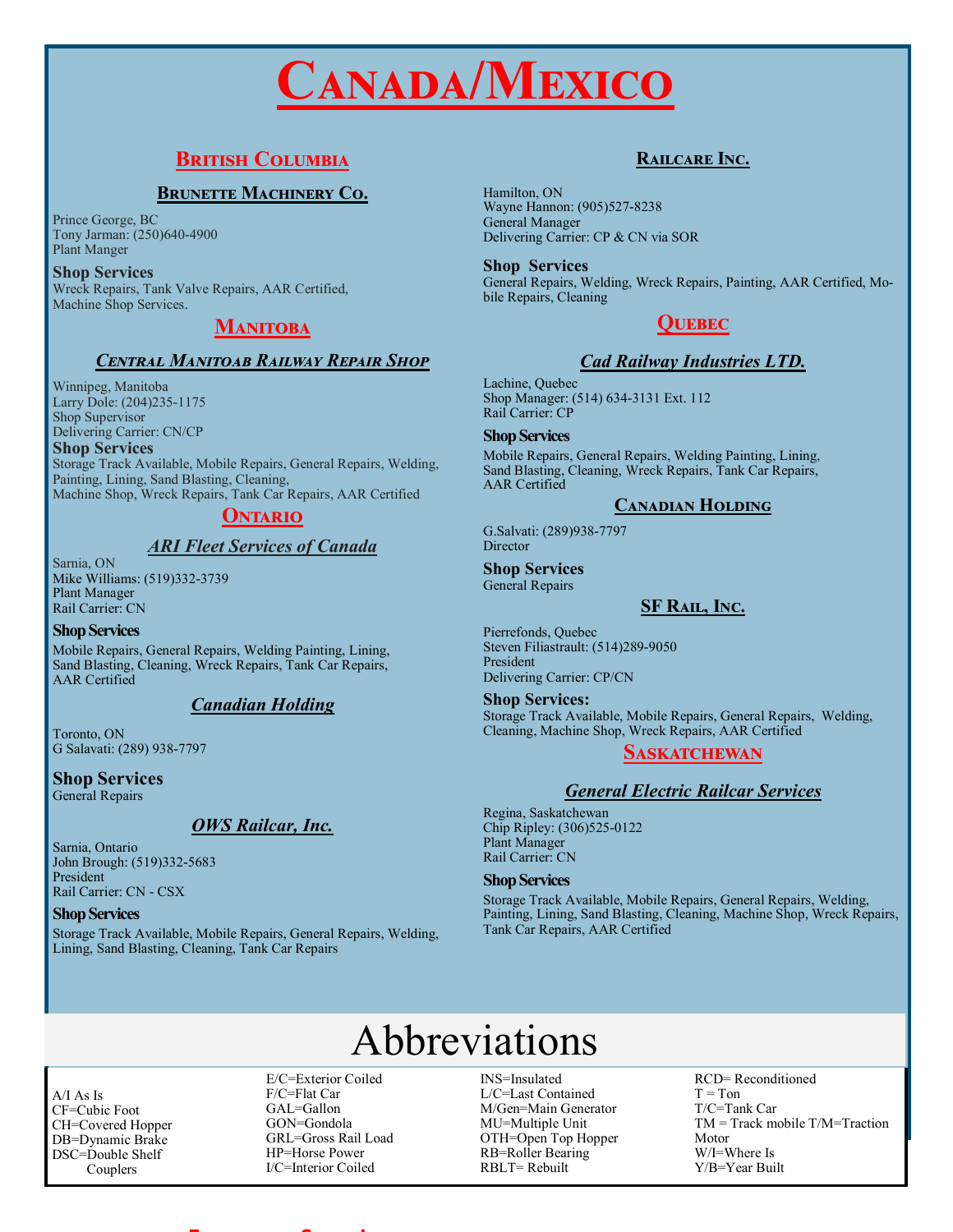# Canada/Mexico

## British Columbia

### Brunette Machinery Co.

Prince George, BC
Tony Jarman: (250)640-4900
Plant Manger

**Shop Services**
Wreck Repairs, Tank Valve Repairs, AAR Certified, Machine Shop Services.

## Manitoba

### *Central Manitoab Railway Repair Shop*

Winnipeg, Manitoba
Larry Dole: (204)235-1175
Shop Supervisor
Delivering Carrier: CN/CP

**Shop Services**
Storage Track Available, Mobile Repairs, General Repairs, Welding, Painting, Lining, Sand Blasting, Cleaning, Machine Shop, Wreck Repairs, Tank Car Repairs, AAR Certified

## Ontario

### *ARI Fleet Services of Canada*

Sarnia, ON
Mike Williams: (519)332-3739
Plant Manager
Rail Carrier: CN

**Shop Services**
Mobile Repairs, General Repairs, Welding Painting, Lining, Sand Blasting, Cleaning, Wreck Repairs, Tank Car Repairs, AAR Certified

### *Canadian Holding*

Toronto, ON
G Salavati: (289) 938-7797

**Shop Services**
General Repairs

### *OWS Railcar, Inc.*

Sarnia, Ontario
John Brough: (519)332-5683
President
Rail Carrier: CN - CSX

**Shop Services**
Storage Track Available, Mobile Repairs, General Repairs, Welding, Lining, Sand Blasting, Cleaning, Tank Car Repairs

### Railcare Inc.

Hamilton, ON
Wayne Hannon: (905)527-8238
General Manager
Delivering Carrier: CP & CN via SOR

**Shop Services**
General Repairs, Welding, Wreck Repairs, Painting, AAR Certified, Mobile Repairs, Cleaning

## Quebec

### *Cad Railway Industries LTD.*

Lachine, Quebec
Shop Manager: (514) 634-3131 Ext. 112
Rail Carrier: CP

**Shop Services**
Mobile Repairs, General Repairs, Welding Painting, Lining, Sand Blasting, Cleaning, Wreck Repairs, Tank Car Repairs, AAR Certified

### Canadian Holding

G.Salvati: (289)938-7797
Director

**Shop Services**
General Repairs

### SF Rail, Inc.

Pierrefonds, Quebec
Steven Filiastrault: (514)289-9050
President
Delivering Carrier: CP/CN

**Shop Services:**
Storage Track Available, Mobile Repairs, General Repairs, Welding, Cleaning, Machine Shop, Wreck Repairs, AAR Certified

## Saskatchewan

### *General Electric Railcar Services*

Regina, Saskatchewan
Chip Ripley: (306)525-0122
Plant Manager
Rail Carrier: CN

**Shop Services**
Storage Track Available, Mobile Repairs, General Repairs, Welding, Painting, Lining, Sand Blasting, Cleaning, Machine Shop, Wreck Repairs, Tank Car Repairs, AAR Certified

# Abbreviations

A/I As Is
CF=Cubic Foot
CH=Covered Hopper
DB=Dynamic Brake
DSC=Double Shelf Couplers
E/C=Exterior Coiled
F/C=Flat Car
GAL=Gallon
GON=Gondola
GRL=Gross Rail Load
HP=Horse Power
I/C=Interior Coiled
INS=Insulated
L/C=Last Contained
M/Gen=Main Generator
MU=Multiple Unit
OTH=Open Top Hopper
RB=Roller Bearing
RBLT= Rebuilt
RCD= Reconditioned
T = Ton
T/C=Tank Car
TM = Track mobile T/M=Traction Motor
W/I=Where Is
Y/B=Year Built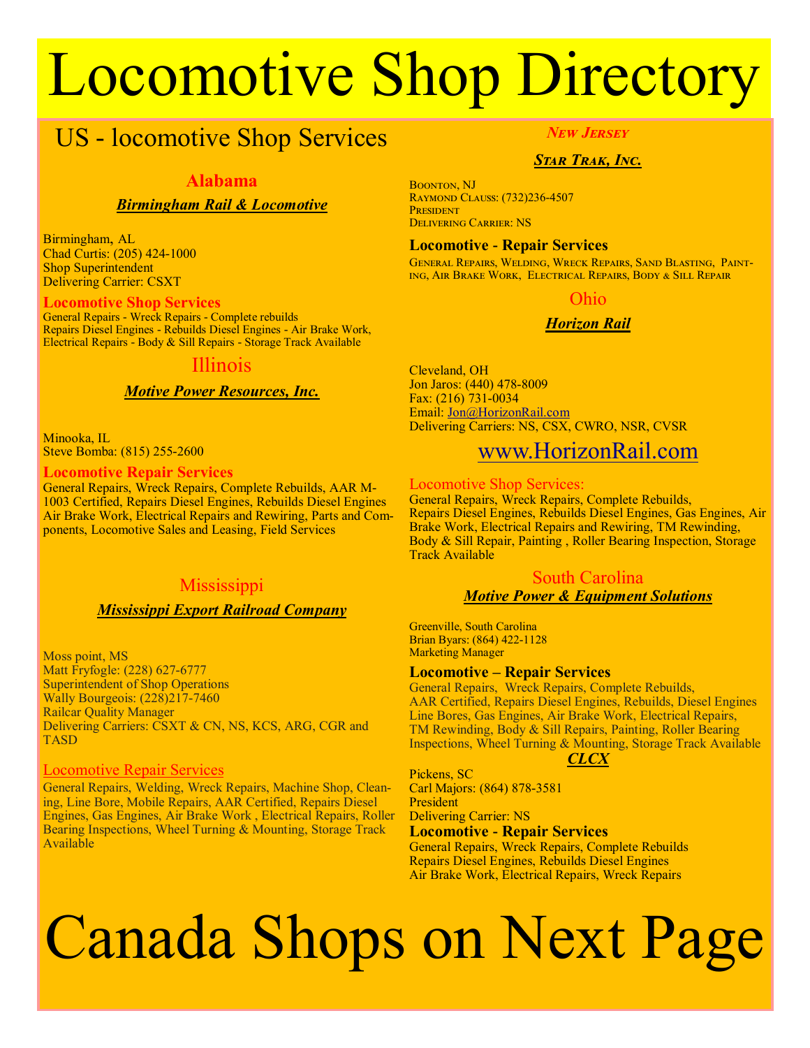# Locomotive Shop Directory

## US - locomotive Shop Services

### Alabama

***Birmingham Rail & Locomotive***

Birmingham, AL
Chad Curtis: (205) 424-1000
Shop Superintendent
Delivering Carrier: CSXT

**Locomotive Shop Services**

General Repairs - Wreck Repairs - Complete rebuilds
Repairs Diesel Engines - Rebuilds Diesel Engines - Air Brake Work, Electrical Repairs - Body & Sill Repairs - Storage Track Available

### Illinois

***Motive Power Resources, Inc.***

Minooka, IL
Steve Bomba: (815) 255-2600

**Locomotive Repair Services**

General Repairs, Wreck Repairs, Complete Rebuilds, AAR M-1003 Certified, Repairs Diesel Engines, Rebuilds Diesel Engines Air Brake Work, Electrical Repairs and Rewiring, Parts and Components, Locomotive Sales and Leasing, Field Services

### Mississippi

***Mississippi Export Railroad Company***

Moss point, MS
Matt Fryfogle: (228) 627-6777
Superintendent of Shop Operations
Wally Bourgeois: (228)217-7460
Railcar Quality Manager
Delivering Carriers: CSXT & CN, NS, KCS, ARG, CGR and TASD

Locomotive Repair Services

General Repairs, Welding, Wreck Repairs, Machine Shop, Cleaning, Line Bore, Mobile Repairs, AAR Certified, Repairs Diesel Engines, Gas Engines, Air Brake Work , Electrical Repairs, Roller Bearing Inspections, Wheel Turning & Mounting, Storage Track Available

### New Jersey

***Star Trak, Inc.***

Boonton, NJ
Raymond Clauss: (732)236-4507
President
Delivering Carrier: NS

**Locomotive - Repair Services**

General Repairs, Welding, Wreck Repairs, Sand Blasting, Painting, Air Brake Work, Electrical Repairs, Body & Sill Repair

### Ohio

***Horizon Rail***

Cleveland, OH
Jon Jaros: (440) 478-8009
Fax: (216) 731-0034
Email: Jon@HorizonRail.com
Delivering Carriers: NS, CSX, CWRO, NSR, CVSR

www.HorizonRail.com

Locomotive Shop Services:

General Repairs, Wreck Repairs, Complete Rebuilds, Repairs Diesel Engines, Rebuilds Diesel Engines, Gas Engines, Air Brake Work, Electrical Repairs and Rewiring, TM Rewinding, Body & Sill Repair, Painting , Roller Bearing Inspection, Storage Track Available

### South Carolina

***Motive Power & Equipment Solutions***

Greenville, South Carolina
Brian Byars: (864) 422-1128
Marketing Manager

**Locomotive – Repair Services**

General Repairs, Wreck Repairs, Complete Rebuilds, AAR Certified, Repairs Diesel Engines, Rebuilds, Diesel Engines Line Bores, Gas Engines, Air Brake Work, Electrical Repairs, TM Rewinding, Body & Sill Repairs, Painting, Roller Bearing Inspections, Wheel Turning & Mounting, Storage Track Available

***CLCX***

Pickens, SC
Carl Majors: (864) 878-3581
President
Delivering Carrier: NS

**Locomotive - Repair Services**

General Repairs, Wreck Repairs, Complete Rebuilds
Repairs Diesel Engines, Rebuilds Diesel Engines
Air Brake Work, Electrical Repairs, Wreck Repairs

# Canada Shops on Next Page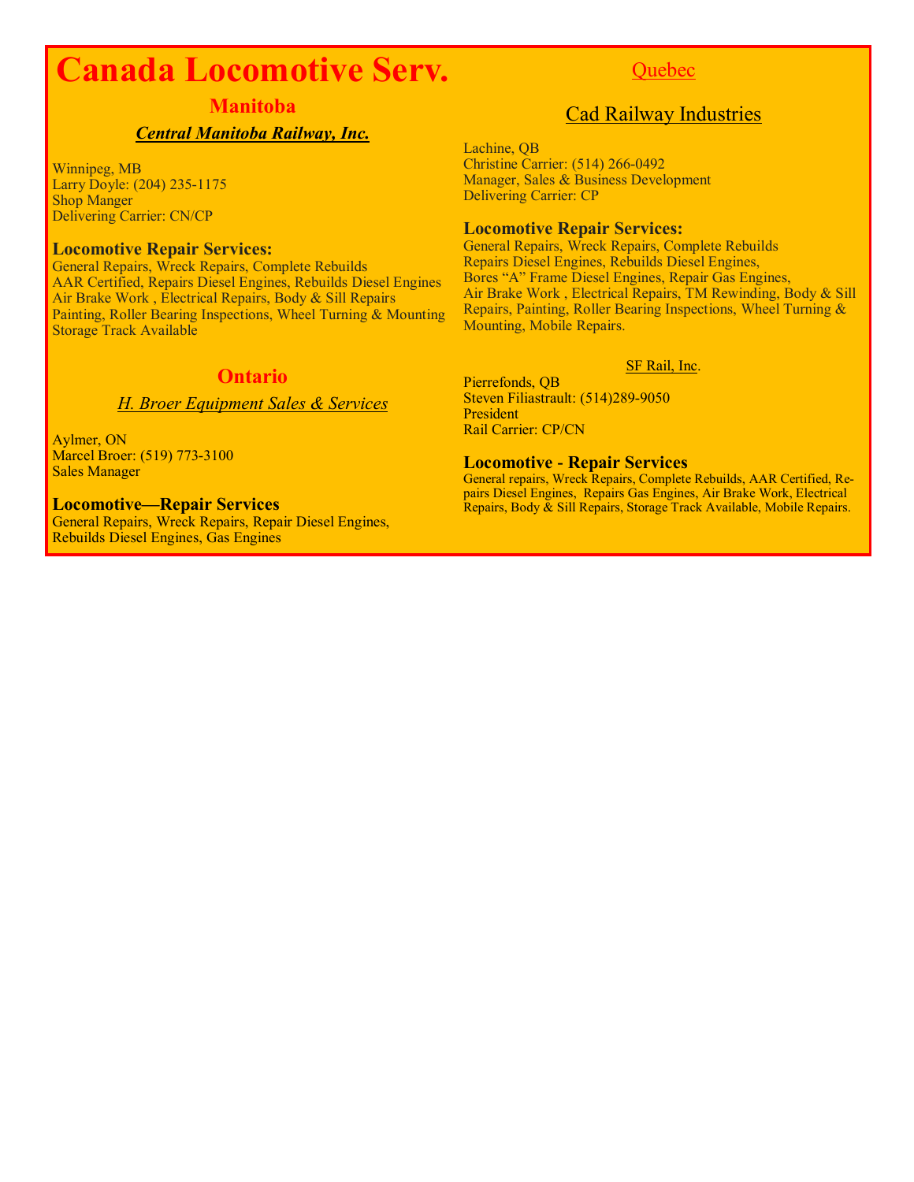# Canada Locomotive Serv.

## Manitoba

### *Central Manitoba Railway, Inc.*

Winnipeg, MB
Larry Doyle: (204) 235-1175
Shop Manger
Delivering Carrier: CN/CP

**Locomotive Repair Services:**
General Repairs, Wreck Repairs, Complete Rebuilds
AAR Certified, Repairs Diesel Engines, Rebuilds Diesel Engines
Air Brake Work , Electrical Repairs, Body & Sill Repairs
Painting, Roller Bearing Inspections, Wheel Turning & Mounting
Storage Track Available

## Ontario

### *H. Broer Equipment Sales & Services*

Aylmer, ON
Marcel Broer: (519) 773-3100
Sales Manager

**Locomotive—Repair Services**
General Repairs, Wreck Repairs, Repair Diesel Engines,
Rebuilds Diesel Engines, Gas Engines

## Quebec

### Cad Railway Industries

Lachine, QB
Christine Carrier: (514) 266-0492
Manager, Sales & Business Development
Delivering Carrier: CP

**Locomotive Repair Services:**
General Repairs, Wreck Repairs, Complete Rebuilds
Repairs Diesel Engines, Rebuilds Diesel Engines,
Bores "A" Frame Diesel Engines, Repair Gas Engines,
Air Brake Work , Electrical Repairs, TM Rewinding, Body & Sill Repairs, Painting, Roller Bearing Inspections, Wheel Turning & Mounting, Mobile Repairs.

### SF Rail, Inc.

Pierrefonds, QB
Steven Filiastrault: (514)289-9050
President
Rail Carrier: CP/CN

**Locomotive - Repair Services**
General repairs, Wreck Repairs, Complete Rebuilds, AAR Certified, Repairs Diesel Engines, Repairs Gas Engines, Air Brake Work, Electrical Repairs, Body & Sill Repairs, Storage Track Available, Mobile Repairs.